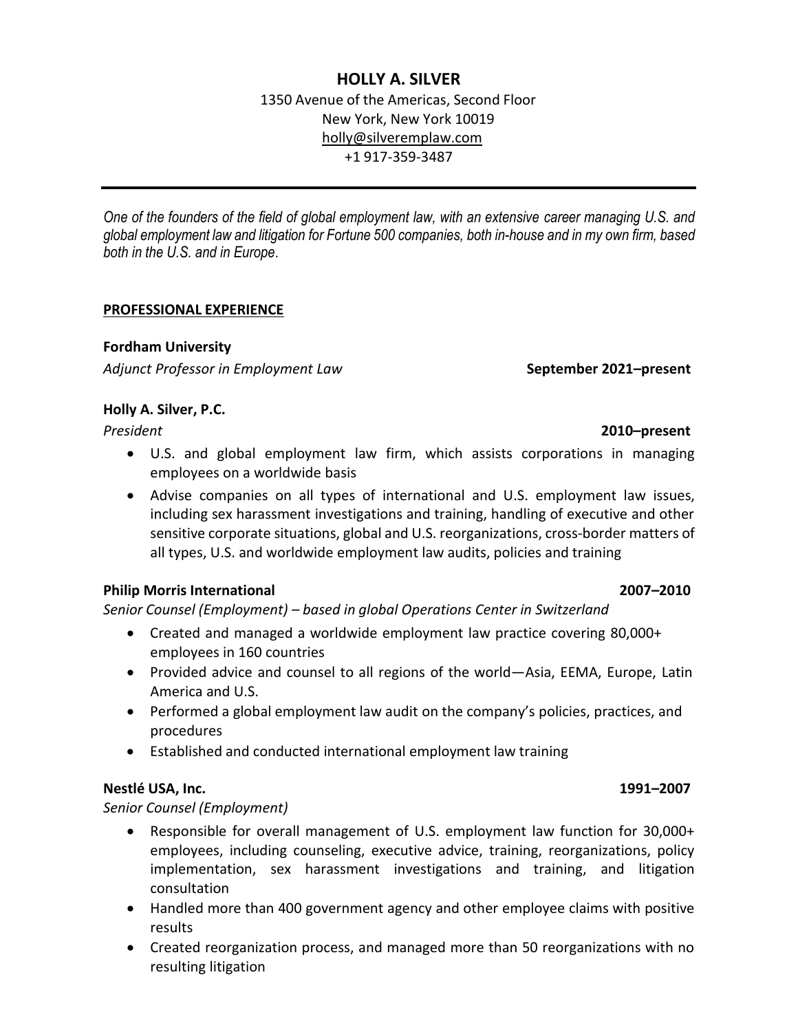# HOLLY A. SILVER

1350 Avenue of the Americas, Second Floor
New York, New York 10019
holly@silveremplaw.com
+1 917-359-3487

---

*One of the founders of the field of global employment law, with an extensive career managing U.S. and global employment law and litigation for Fortune 500 companies, both in-house and in my own firm, based both in the U.S. and in Europe*.

## PROFESSIONAL EXPERIENCE

**Fordham University**
*Adjunct Professor in Employment Law* **September 2021–present**

**Holly A. Silver, P.C.**
*President* **2010–present**

- U.S. and global employment law firm, which assists corporations in managing employees on a worldwide basis
- Advise companies on all types of international and U.S. employment law issues, including sex harassment investigations and training, handling of executive and other sensitive corporate situations, global and U.S. reorganizations, cross-border matters of all types, U.S. and worldwide employment law audits, policies and training

**Philip Morris International** **2007–2010**
*Senior Counsel (Employment) – based in global Operations Center in Switzerland*

- Created and managed a worldwide employment law practice covering 80,000+ employees in 160 countries
- Provided advice and counsel to all regions of the world—Asia, EEMA, Europe, Latin America and U.S.
- Performed a global employment law audit on the company's policies, practices, and procedures
- Established and conducted international employment law training

**Nestlé USA, Inc.** **1991–2007**
*Senior Counsel (Employment)*

- Responsible for overall management of U.S. employment law function for 30,000+ employees, including counseling, executive advice, training, reorganizations, policy implementation, sex harassment investigations and training, and litigation consultation
- Handled more than 400 government agency and other employee claims with positive results
- Created reorganization process, and managed more than 50 reorganizations with no resulting litigation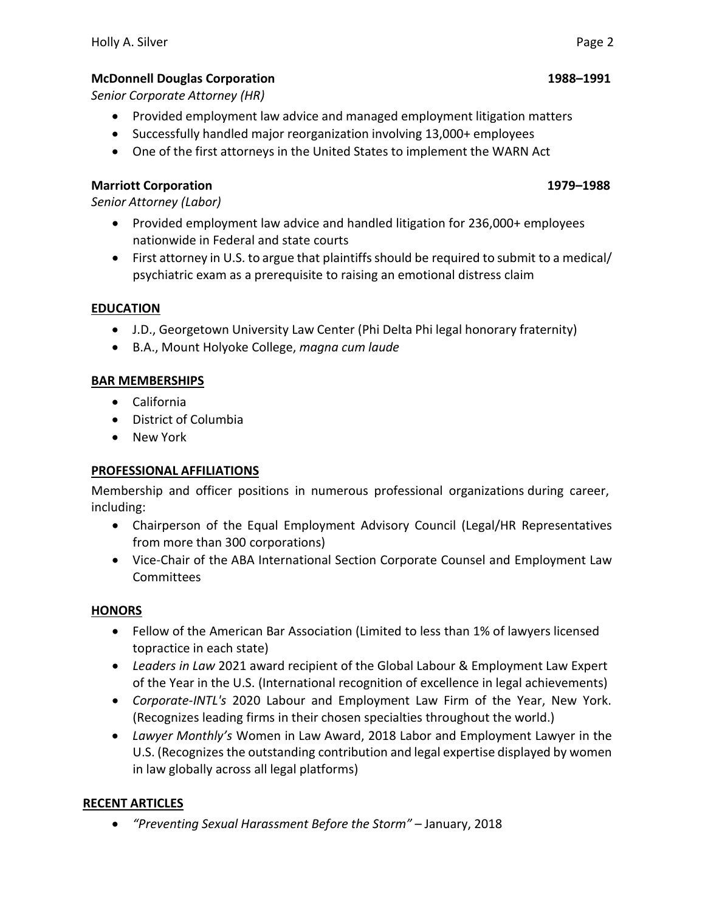**McDonnell Douglas Corporation** **1988–1991**

*Senior Corporate Attorney (HR)*

- Provided employment law advice and managed employment litigation matters
- Successfully handled major reorganization involving 13,000+ employees
- One of the first attorneys in the United States to implement the WARN Act

**Marriott Corporation** **1979–1988**

*Senior Attorney (Labor)*

- Provided employment law advice and handled litigation for 236,000+ employees nationwide in Federal and state courts
- First attorney in U.S. to argue that plaintiffs should be required to submit to a medical/ psychiatric exam as a prerequisite to raising an emotional distress claim

## EDUCATION

- J.D., Georgetown University Law Center (Phi Delta Phi legal honorary fraternity)
- B.A., Mount Holyoke College, *magna cum laude*

## BAR MEMBERSHIPS

- California
- District of Columbia
- New York

## PROFESSIONAL AFFILIATIONS

Membership and officer positions in numerous professional organizations during career, including:

- Chairperson of the Equal Employment Advisory Council (Legal/HR Representatives from more than 300 corporations)
- Vice-Chair of the ABA International Section Corporate Counsel and Employment Law Committees

## HONORS

- Fellow of the American Bar Association (Limited to less than 1% of lawyers licensed topractice in each state)
- *Leaders in Law* 2021 award recipient of the Global Labour & Employment Law Expert of the Year in the U.S. (International recognition of excellence in legal achievements)
- *Corporate-INTL's* 2020 Labour and Employment Law Firm of the Year, New York. (Recognizes leading firms in their chosen specialties throughout the world.)
- *Lawyer Monthly's* Women in Law Award, 2018 Labor and Employment Lawyer in the U.S. (Recognizes the outstanding contribution and legal expertise displayed by women in law globally across all legal platforms)

## RECENT ARTICLES

- *"Preventing Sexual Harassment Before the Storm"* – January, 2018